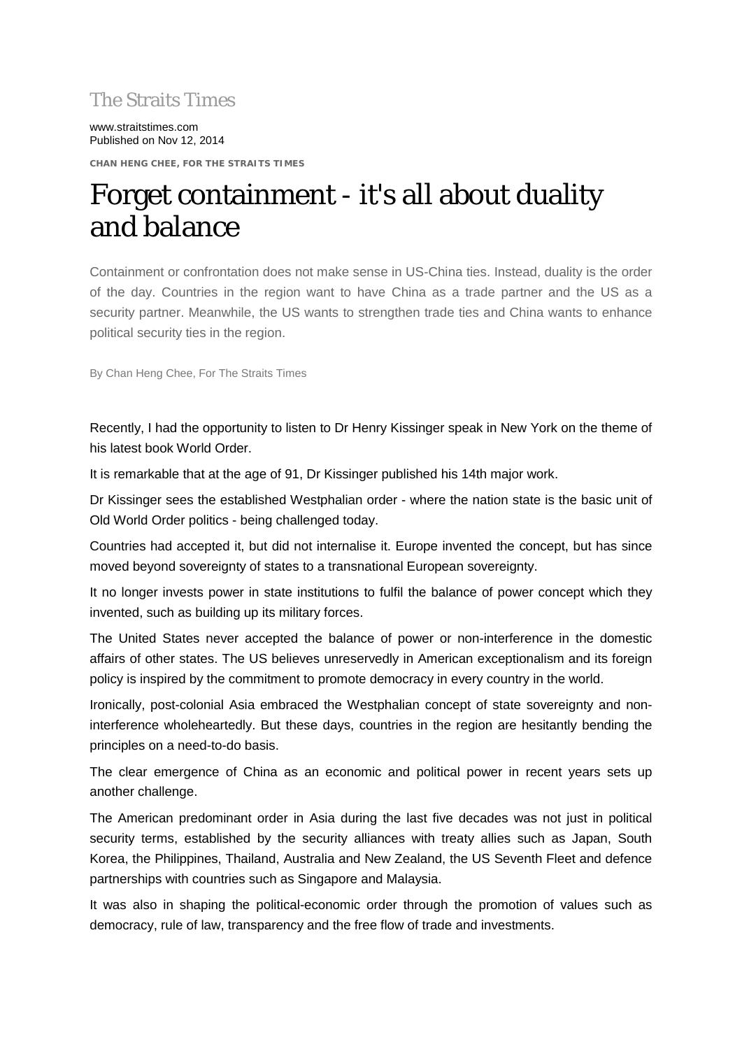The Straits Times

www.straitstimes.com
Published on Nov 12, 2014

**CHAN HENG CHEE, FOR THE STRAITS TIMES**

# Forget containment - it's all about duality and balance

Containment or confrontation does not make sense in US-China ties. Instead, duality is the order of the day. Countries in the region want to have China as a trade partner and the US as a security partner. Meanwhile, the US wants to strengthen trade ties and China wants to enhance political security ties in the region.

By Chan Heng Chee, For The Straits Times

Recently, I had the opportunity to listen to Dr Henry Kissinger speak in New York on the theme of his latest book World Order.

It is remarkable that at the age of 91, Dr Kissinger published his 14th major work.

Dr Kissinger sees the established Westphalian order - where the nation state is the basic unit of Old World Order politics - being challenged today.

Countries had accepted it, but did not internalise it. Europe invented the concept, but has since moved beyond sovereignty of states to a transnational European sovereignty.

It no longer invests power in state institutions to fulfil the balance of power concept which they invented, such as building up its military forces.

The United States never accepted the balance of power or non-interference in the domestic affairs of other states. The US believes unreservedly in American exceptionalism and its foreign policy is inspired by the commitment to promote democracy in every country in the world.

Ironically, post-colonial Asia embraced the Westphalian concept of state sovereignty and non-interference wholeheartedly. But these days, countries in the region are hesitantly bending the principles on a need-to-do basis.

The clear emergence of China as an economic and political power in recent years sets up another challenge.

The American predominant order in Asia during the last five decades was not just in political security terms, established by the security alliances with treaty allies such as Japan, South Korea, the Philippines, Thailand, Australia and New Zealand, the US Seventh Fleet and defence partnerships with countries such as Singapore and Malaysia.

It was also in shaping the political-economic order through the promotion of values such as democracy, rule of law, transparency and the free flow of trade and investments.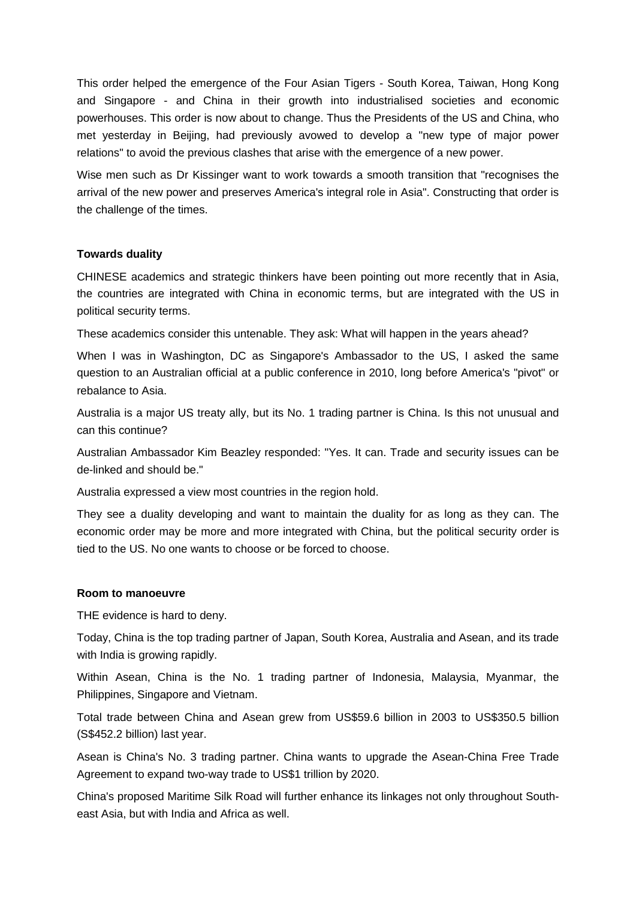This order helped the emergence of the Four Asian Tigers - South Korea, Taiwan, Hong Kong and Singapore - and China in their growth into industrialised societies and economic powerhouses. This order is now about to change. Thus the Presidents of the US and China, who met yesterday in Beijing, had previously avowed to develop a "new type of major power relations" to avoid the previous clashes that arise with the emergence of a new power.

Wise men such as Dr Kissinger want to work towards a smooth transition that "recognises the arrival of the new power and preserves America's integral role in Asia". Constructing that order is the challenge of the times.

**Towards duality**

CHINESE academics and strategic thinkers have been pointing out more recently that in Asia, the countries are integrated with China in economic terms, but are integrated with the US in political security terms.

These academics consider this untenable. They ask: What will happen in the years ahead?

When I was in Washington, DC as Singapore's Ambassador to the US, I asked the same question to an Australian official at a public conference in 2010, long before America's "pivot" or rebalance to Asia.

Australia is a major US treaty ally, but its No. 1 trading partner is China. Is this not unusual and can this continue?

Australian Ambassador Kim Beazley responded: "Yes. It can. Trade and security issues can be de-linked and should be."

Australia expressed a view most countries in the region hold.

They see a duality developing and want to maintain the duality for as long as they can. The economic order may be more and more integrated with China, but the political security order is tied to the US. No one wants to choose or be forced to choose.

**Room to manoeuvre**

THE evidence is hard to deny.

Today, China is the top trading partner of Japan, South Korea, Australia and Asean, and its trade with India is growing rapidly.

Within Asean, China is the No. 1 trading partner of Indonesia, Malaysia, Myanmar, the Philippines, Singapore and Vietnam.

Total trade between China and Asean grew from US$59.6 billion in 2003 to US$350.5 billion (S$452.2 billion) last year.

Asean is China's No. 3 trading partner. China wants to upgrade the Asean-China Free Trade Agreement to expand two-way trade to US$1 trillion by 2020.

China's proposed Maritime Silk Road will further enhance its linkages not only throughout South-east Asia, but with India and Africa as well.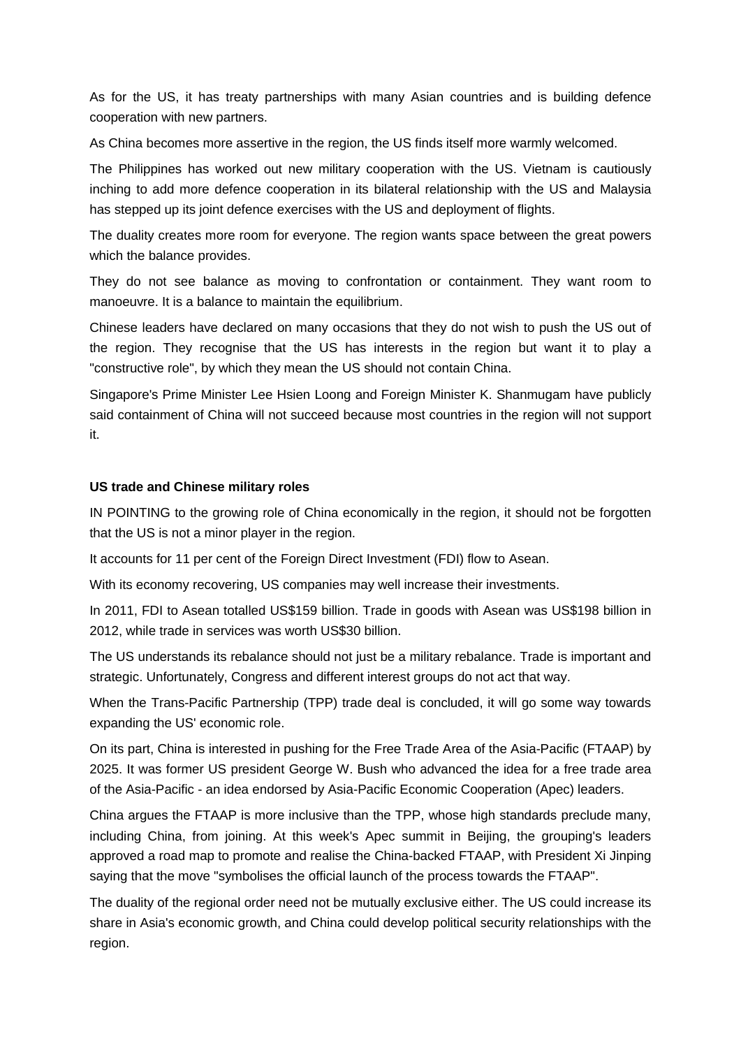As for the US, it has treaty partnerships with many Asian countries and is building defence cooperation with new partners.

As China becomes more assertive in the region, the US finds itself more warmly welcomed.

The Philippines has worked out new military cooperation with the US. Vietnam is cautiously inching to add more defence cooperation in its bilateral relationship with the US and Malaysia has stepped up its joint defence exercises with the US and deployment of flights.

The duality creates more room for everyone. The region wants space between the great powers which the balance provides.

They do not see balance as moving to confrontation or containment. They want room to manoeuvre. It is a balance to maintain the equilibrium.

Chinese leaders have declared on many occasions that they do not wish to push the US out of the region. They recognise that the US has interests in the region but want it to play a "constructive role", by which they mean the US should not contain China.

Singapore's Prime Minister Lee Hsien Loong and Foreign Minister K. Shanmugam have publicly said containment of China will not succeed because most countries in the region will not support it.

**US trade and Chinese military roles**

IN POINTING to the growing role of China economically in the region, it should not be forgotten that the US is not a minor player in the region.

It accounts for 11 per cent of the Foreign Direct Investment (FDI) flow to Asean.

With its economy recovering, US companies may well increase their investments.

In 2011, FDI to Asean totalled US$159 billion. Trade in goods with Asean was US$198 billion in 2012, while trade in services was worth US$30 billion.

The US understands its rebalance should not just be a military rebalance. Trade is important and strategic. Unfortunately, Congress and different interest groups do not act that way.

When the Trans-Pacific Partnership (TPP) trade deal is concluded, it will go some way towards expanding the US' economic role.

On its part, China is interested in pushing for the Free Trade Area of the Asia-Pacific (FTAAP) by 2025. It was former US president George W. Bush who advanced the idea for a free trade area of the Asia-Pacific - an idea endorsed by Asia-Pacific Economic Cooperation (Apec) leaders.

China argues the FTAAP is more inclusive than the TPP, whose high standards preclude many, including China, from joining. At this week's Apec summit in Beijing, the grouping's leaders approved a road map to promote and realise the China-backed FTAAP, with President Xi Jinping saying that the move "symbolises the official launch of the process towards the FTAAP".

The duality of the regional order need not be mutually exclusive either. The US could increase its share in Asia's economic growth, and China could develop political security relationships with the region.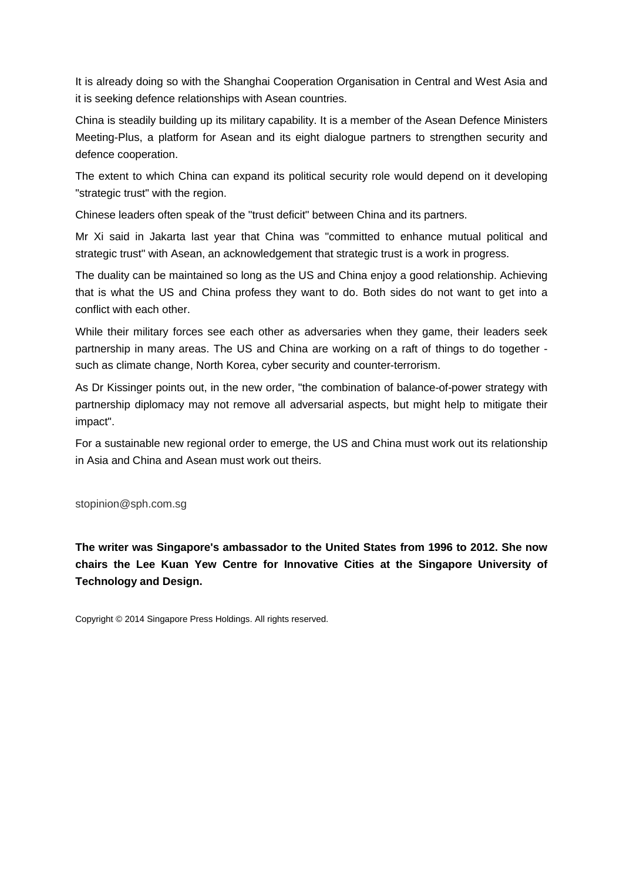It is already doing so with the Shanghai Cooperation Organisation in Central and West Asia and it is seeking defence relationships with Asean countries.

China is steadily building up its military capability. It is a member of the Asean Defence Ministers Meeting-Plus, a platform for Asean and its eight dialogue partners to strengthen security and defence cooperation.

The extent to which China can expand its political security role would depend on it developing "strategic trust" with the region.

Chinese leaders often speak of the "trust deficit" between China and its partners.

Mr Xi said in Jakarta last year that China was "committed to enhance mutual political and strategic trust" with Asean, an acknowledgement that strategic trust is a work in progress.

The duality can be maintained so long as the US and China enjoy a good relationship. Achieving that is what the US and China profess they want to do. Both sides do not want to get into a conflict with each other.

While their military forces see each other as adversaries when they game, their leaders seek partnership in many areas. The US and China are working on a raft of things to do together - such as climate change, North Korea, cyber security and counter-terrorism.

As Dr Kissinger points out, in the new order, "the combination of balance-of-power strategy with partnership diplomacy may not remove all adversarial aspects, but might help to mitigate their impact".

For a sustainable new regional order to emerge, the US and China must work out its relationship in Asia and China and Asean must work out theirs.

stopinion@sph.com.sg

**The writer was Singapore's ambassador to the United States from 1996 to 2012. She now chairs the Lee Kuan Yew Centre for Innovative Cities at the Singapore University of Technology and Design.**

Copyright © 2014 Singapore Press Holdings. All rights reserved.